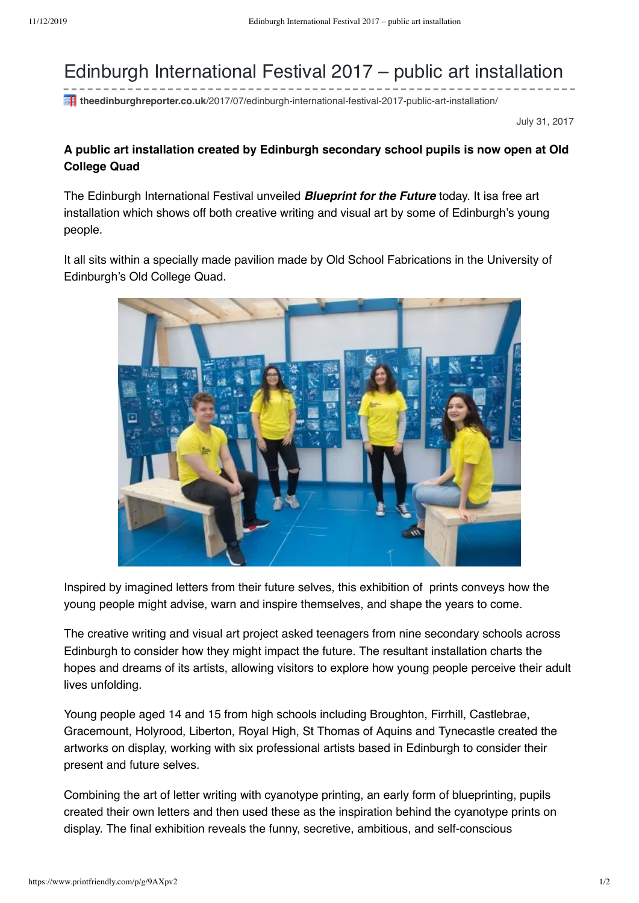# Edinburgh International Festival 2017 – public art installation

theedinburghreporter.co.uk/2017/07/edinburgh-international-festival-2017-public-art-installation/

July 31, 2017

**A public art installation created by Edinburgh secondary school pupils is now open at Old College Quad**

The Edinburgh International Festival unveiled ***Blueprint for the Future*** today. It isa free art installation which shows off both creative writing and visual art by some of Edinburgh's young people.

It all sits within a specially made pavilion made by Old School Fabrications in the University of Edinburgh's Old College Quad.

Inspired by imagined letters from their future selves, this exhibition of prints conveys how the young people might advise, warn and inspire themselves, and shape the years to come.

The creative writing and visual art project asked teenagers from nine secondary schools across Edinburgh to consider how they might impact the future. The resultant installation charts the hopes and dreams of its artists, allowing visitors to explore how young people perceive their adult lives unfolding.

Young people aged 14 and 15 from high schools including Broughton, Firrhill, Castlebrae, Gracemount, Holyrood, Liberton, Royal High, St Thomas of Aquins and Tynecastle created the artworks on display, working with six professional artists based in Edinburgh to consider their present and future selves.

Combining the art of letter writing with cyanotype printing, an early form of blueprinting, pupils created their own letters and then used these as the inspiration behind the cyanotype prints on display. The final exhibition reveals the funny, secretive, ambitious, and self-conscious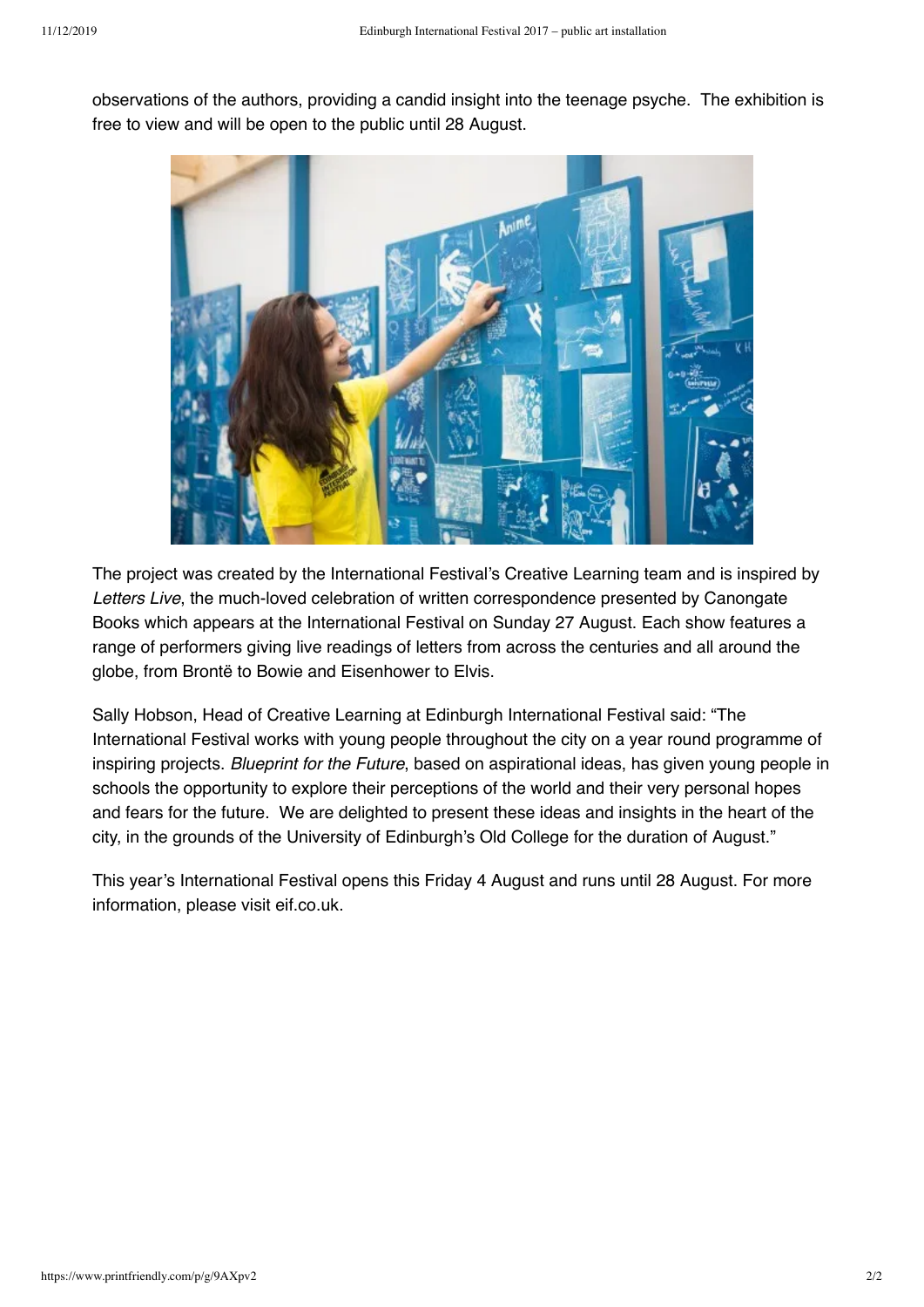observations of the authors, providing a candid insight into the teenage psyche. The exhibition is free to view and will be open to the public until 28 August.

The project was created by the International Festival's Creative Learning team and is inspired by *Letters Live*, the much-loved celebration of written correspondence presented by Canongate Books which appears at the International Festival on Sunday 27 August. Each show features a range of performers giving live readings of letters from across the centuries and all around the globe, from Brontë to Bowie and Eisenhower to Elvis.

Sally Hobson, Head of Creative Learning at Edinburgh International Festival said: "The International Festival works with young people throughout the city on a year round programme of inspiring projects. *Blueprint for the Future*, based on aspirational ideas, has given young people in schools the opportunity to explore their perceptions of the world and their very personal hopes and fears for the future. We are delighted to present these ideas and insights in the heart of the city, in the grounds of the University of Edinburgh's Old College for the duration of August."

This year's International Festival opens this Friday 4 August and runs until 28 August. For more information, please visit eif.co.uk.